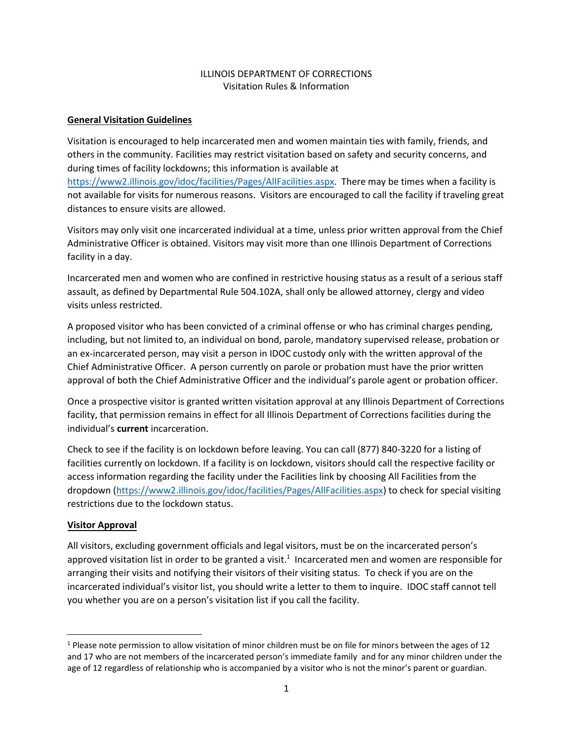# ILLINOIS DEPARTMENT OF CORRECTIONS
Visitation Rules & Information

## General Visitation Guidelines

Visitation is encouraged to help incarcerated men and women maintain ties with family, friends, and others in the community. Facilities may restrict visitation based on safety and security concerns, and during times of facility lockdowns; this information is available at https://www2.illinois.gov/idoc/facilities/Pages/AllFacilities.aspx. There may be times when a facility is not available for visits for numerous reasons. Visitors are encouraged to call the facility if traveling great distances to ensure visits are allowed.

Visitors may only visit one incarcerated individual at a time, unless prior written approval from the Chief Administrative Officer is obtained. Visitors may visit more than one Illinois Department of Corrections facility in a day.

Incarcerated men and women who are confined in restrictive housing status as a result of a serious staff assault, as defined by Departmental Rule 504.102A, shall only be allowed attorney, clergy and video visits unless restricted.

A proposed visitor who has been convicted of a criminal offense or who has criminal charges pending, including, but not limited to, an individual on bond, parole, mandatory supervised release, probation or an ex-incarcerated person, may visit a person in IDOC custody only with the written approval of the Chief Administrative Officer. A person currently on parole or probation must have the prior written approval of both the Chief Administrative Officer and the individual's parole agent or probation officer.

Once a prospective visitor is granted written visitation approval at any Illinois Department of Corrections facility, that permission remains in effect for all Illinois Department of Corrections facilities during the individual's **current** incarceration.

Check to see if the facility is on lockdown before leaving. You can call (877) 840-3220 for a listing of facilities currently on lockdown. If a facility is on lockdown, visitors should call the respective facility or access information regarding the facility under the Facilities link by choosing All Facilities from the dropdown (https://www2.illinois.gov/idoc/facilities/Pages/AllFacilities.aspx) to check for special visiting restrictions due to the lockdown status.

## Visitor Approval

All visitors, excluding government officials and legal visitors, must be on the incarcerated person's approved visitation list in order to be granted a visit.[1] Incarcerated men and women are responsible for arranging their visits and notifying their visitors of their visiting status. To check if you are on the incarcerated individual's visitor list, you should write a letter to them to inquire. IDOC staff cannot tell you whether you are on a person's visitation list if you call the facility.

---

[1] Please note permission to allow visitation of minor children must be on file for minors between the ages of 12 and 17 who are not members of the incarcerated person's immediate family and for any minor children under the age of 12 regardless of relationship who is accompanied by a visitor who is not the minor's parent or guardian.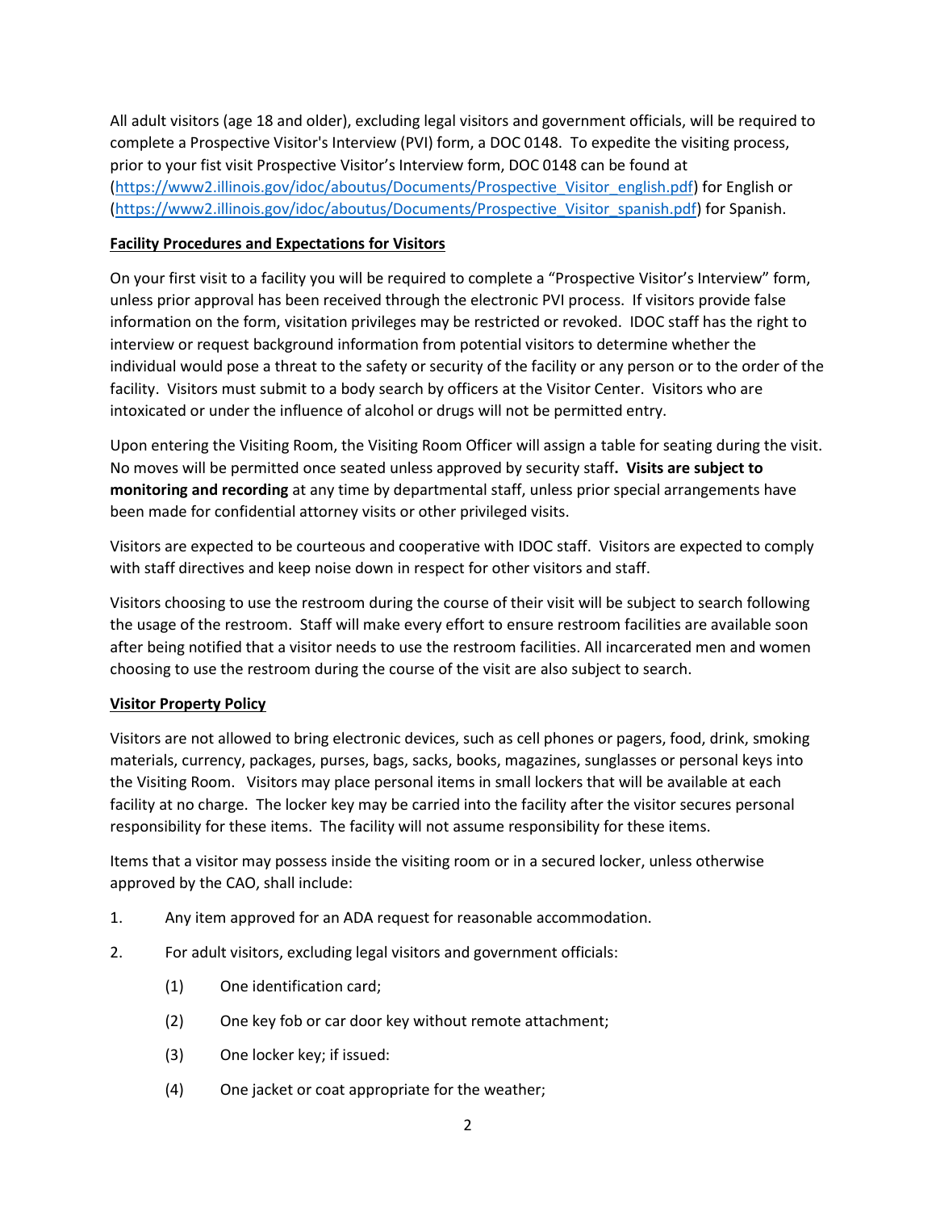All adult visitors (age 18 and older), excluding legal visitors and government officials, will be required to complete a Prospective Visitor's Interview (PVI) form, a DOC 0148. To expedite the visiting process, prior to your fist visit Prospective Visitor's Interview form, DOC 0148 can be found at (https://www2.illinois.gov/idoc/aboutus/Documents/Prospective_Visitor_english.pdf) for English or (https://www2.illinois.gov/idoc/aboutus/Documents/Prospective_Visitor_spanish.pdf) for Spanish.

**Facility Procedures and Expectations for Visitors**

On your first visit to a facility you will be required to complete a "Prospective Visitor's Interview" form, unless prior approval has been received through the electronic PVI process. If visitors provide false information on the form, visitation privileges may be restricted or revoked. IDOC staff has the right to interview or request background information from potential visitors to determine whether the individual would pose a threat to the safety or security of the facility or any person or to the order of the facility. Visitors must submit to a body search by officers at the Visitor Center. Visitors who are intoxicated or under the influence of alcohol or drugs will not be permitted entry.

Upon entering the Visiting Room, the Visiting Room Officer will assign a table for seating during the visit. No moves will be permitted once seated unless approved by security staff**. Visits are subject to monitoring and recording** at any time by departmental staff, unless prior special arrangements have been made for confidential attorney visits or other privileged visits.

Visitors are expected to be courteous and cooperative with IDOC staff. Visitors are expected to comply with staff directives and keep noise down in respect for other visitors and staff.

Visitors choosing to use the restroom during the course of their visit will be subject to search following the usage of the restroom. Staff will make every effort to ensure restroom facilities are available soon after being notified that a visitor needs to use the restroom facilities. All incarcerated men and women choosing to use the restroom during the course of the visit are also subject to search.

**Visitor Property Policy**

Visitors are not allowed to bring electronic devices, such as cell phones or pagers, food, drink, smoking materials, currency, packages, purses, bags, sacks, books, magazines, sunglasses or personal keys into the Visiting Room. Visitors may place personal items in small lockers that will be available at each facility at no charge. The locker key may be carried into the facility after the visitor secures personal responsibility for these items. The facility will not assume responsibility for these items.

Items that a visitor may possess inside the visiting room or in a secured locker, unless otherwise approved by the CAO, shall include:

1. Any item approved for an ADA request for reasonable accommodation.
2. For adult visitors, excluding legal visitors and government officials:
   - (1) One identification card;
   - (2) One key fob or car door key without remote attachment;
   - (3) One locker key; if issued:
   - (4) One jacket or coat appropriate for the weather;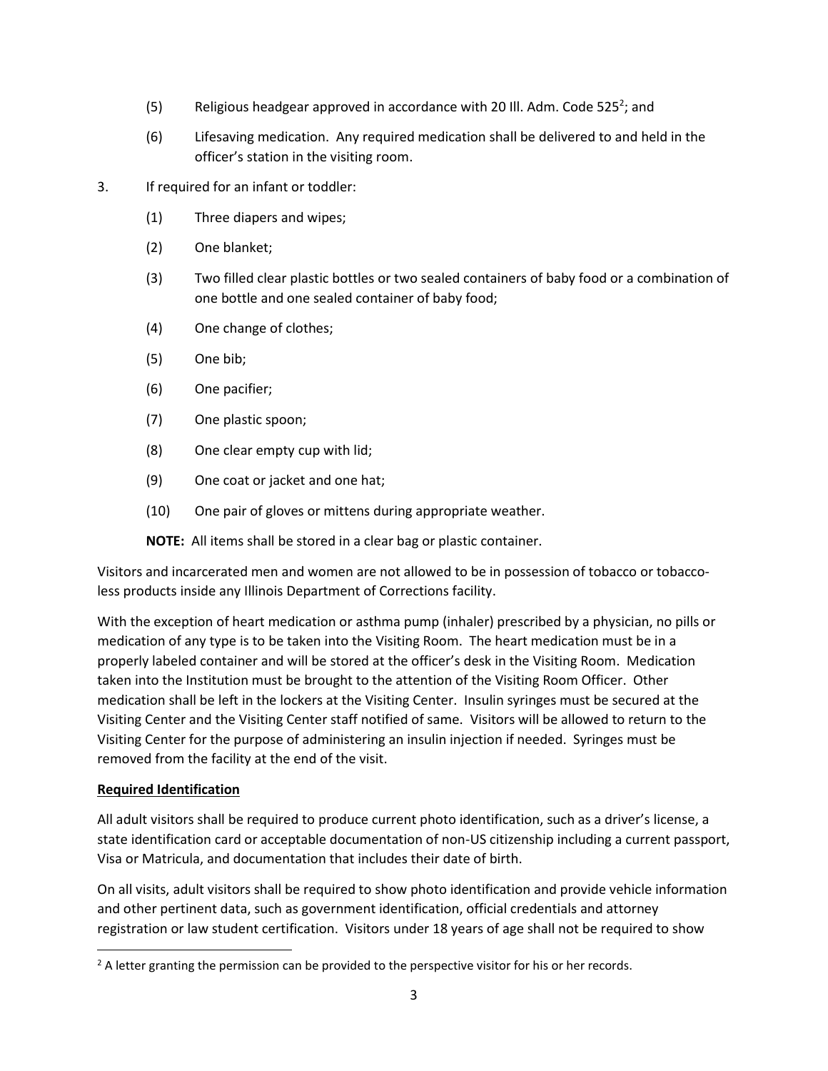(5) Religious headgear approved in accordance with 20 Ill. Adm. Code 525[2]; and

(6) Lifesaving medication. Any required medication shall be delivered to and held in the officer's station in the visiting room.

3. If required for an infant or toddler:

(1) Three diapers and wipes;

(2) One blanket;

(3) Two filled clear plastic bottles or two sealed containers of baby food or a combination of one bottle and one sealed container of baby food;

(4) One change of clothes;

(5) One bib;

(6) One pacifier;

(7) One plastic spoon;

(8) One clear empty cup with lid;

(9) One coat or jacket and one hat;

(10) One pair of gloves or mittens during appropriate weather.

**NOTE:** All items shall be stored in a clear bag or plastic container.

Visitors and incarcerated men and women are not allowed to be in possession of tobacco or tobacco-less products inside any Illinois Department of Corrections facility.

With the exception of heart medication or asthma pump (inhaler) prescribed by a physician, no pills or medication of any type is to be taken into the Visiting Room. The heart medication must be in a properly labeled container and will be stored at the officer's desk in the Visiting Room. Medication taken into the Institution must be brought to the attention of the Visiting Room Officer. Other medication shall be left in the lockers at the Visiting Center. Insulin syringes must be secured at the Visiting Center and the Visiting Center staff notified of same. Visitors will be allowed to return to the Visiting Center for the purpose of administering an insulin injection if needed. Syringes must be removed from the facility at the end of the visit.

**Required Identification**

All adult visitors shall be required to produce current photo identification, such as a driver's license, a state identification card or acceptable documentation of non-US citizenship including a current passport, Visa or Matricula, and documentation that includes their date of birth.

On all visits, adult visitors shall be required to show photo identification and provide vehicle information and other pertinent data, such as government identification, official credentials and attorney registration or law student certification. Visitors under 18 years of age shall not be required to show

[2] A letter granting the permission can be provided to the perspective visitor for his or her records.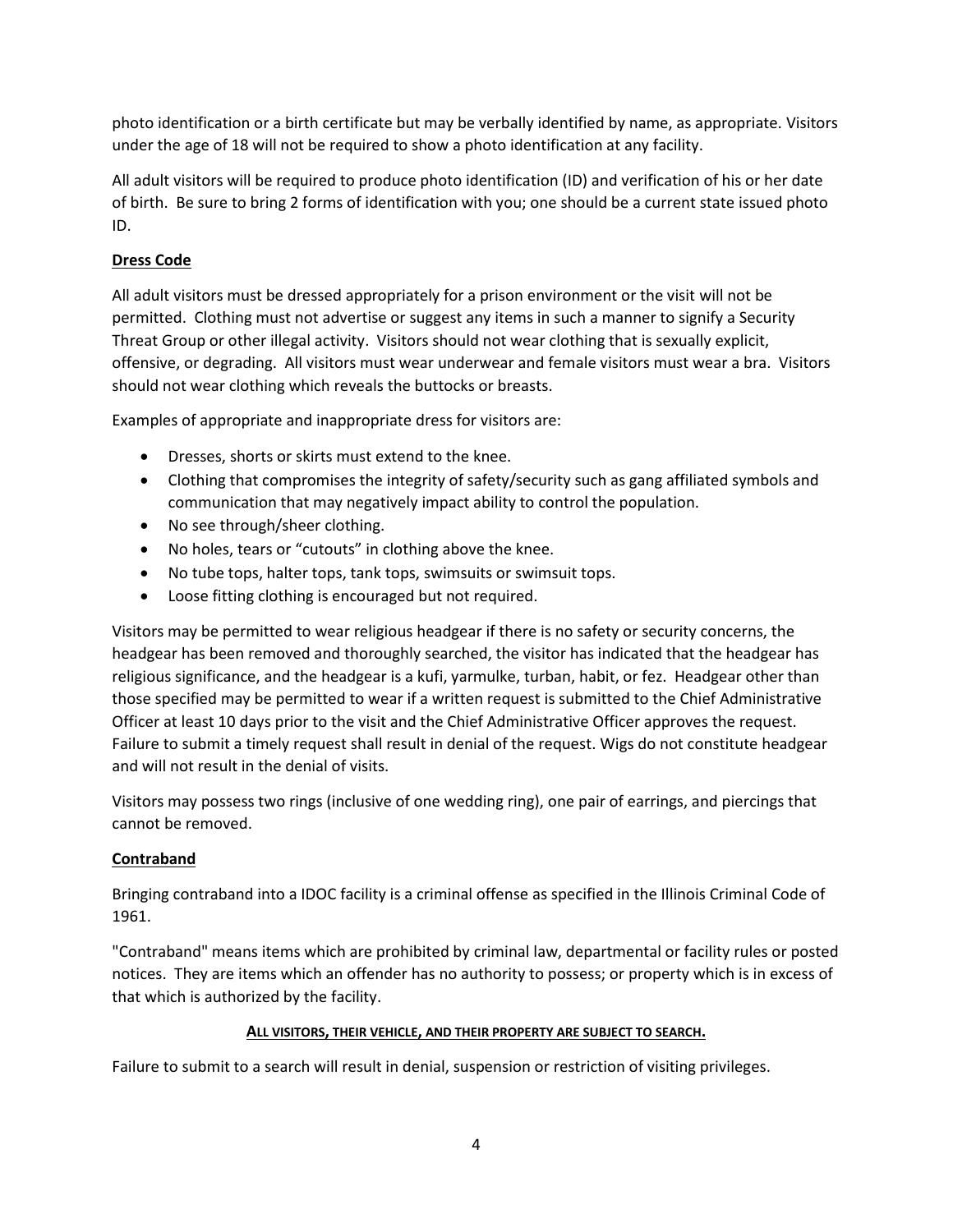photo identification or a birth certificate but may be verbally identified by name, as appropriate. Visitors under the age of 18 will not be required to show a photo identification at any facility.

All adult visitors will be required to produce photo identification (ID) and verification of his or her date of birth. Be sure to bring 2 forms of identification with you; one should be a current state issued photo ID.

## Dress Code

All adult visitors must be dressed appropriately for a prison environment or the visit will not be permitted. Clothing must not advertise or suggest any items in such a manner to signify a Security Threat Group or other illegal activity. Visitors should not wear clothing that is sexually explicit, offensive, or degrading. All visitors must wear underwear and female visitors must wear a bra. Visitors should not wear clothing which reveals the buttocks or breasts.

Examples of appropriate and inappropriate dress for visitors are:

- Dresses, shorts or skirts must extend to the knee.
- Clothing that compromises the integrity of safety/security such as gang affiliated symbols and communication that may negatively impact ability to control the population.
- No see through/sheer clothing.
- No holes, tears or "cutouts" in clothing above the knee.
- No tube tops, halter tops, tank tops, swimsuits or swimsuit tops.
- Loose fitting clothing is encouraged but not required.

Visitors may be permitted to wear religious headgear if there is no safety or security concerns, the headgear has been removed and thoroughly searched, the visitor has indicated that the headgear has religious significance, and the headgear is a kufi, yarmulke, turban, habit, or fez. Headgear other than those specified may be permitted to wear if a written request is submitted to the Chief Administrative Officer at least 10 days prior to the visit and the Chief Administrative Officer approves the request. Failure to submit a timely request shall result in denial of the request. Wigs do not constitute headgear and will not result in the denial of visits.

Visitors may possess two rings (inclusive of one wedding ring), one pair of earrings, and piercings that cannot be removed.

## Contraband

Bringing contraband into a IDOC facility is a criminal offense as specified in the Illinois Criminal Code of 1961.

"Contraband" means items which are prohibited by criminal law, departmental or facility rules or posted notices. They are items which an offender has no authority to possess; or property which is in excess of that which is authorized by the facility.

**ALL VISITORS, THEIR VEHICLE, AND THEIR PROPERTY ARE SUBJECT TO SEARCH.**

Failure to submit to a search will result in denial, suspension or restriction of visiting privileges.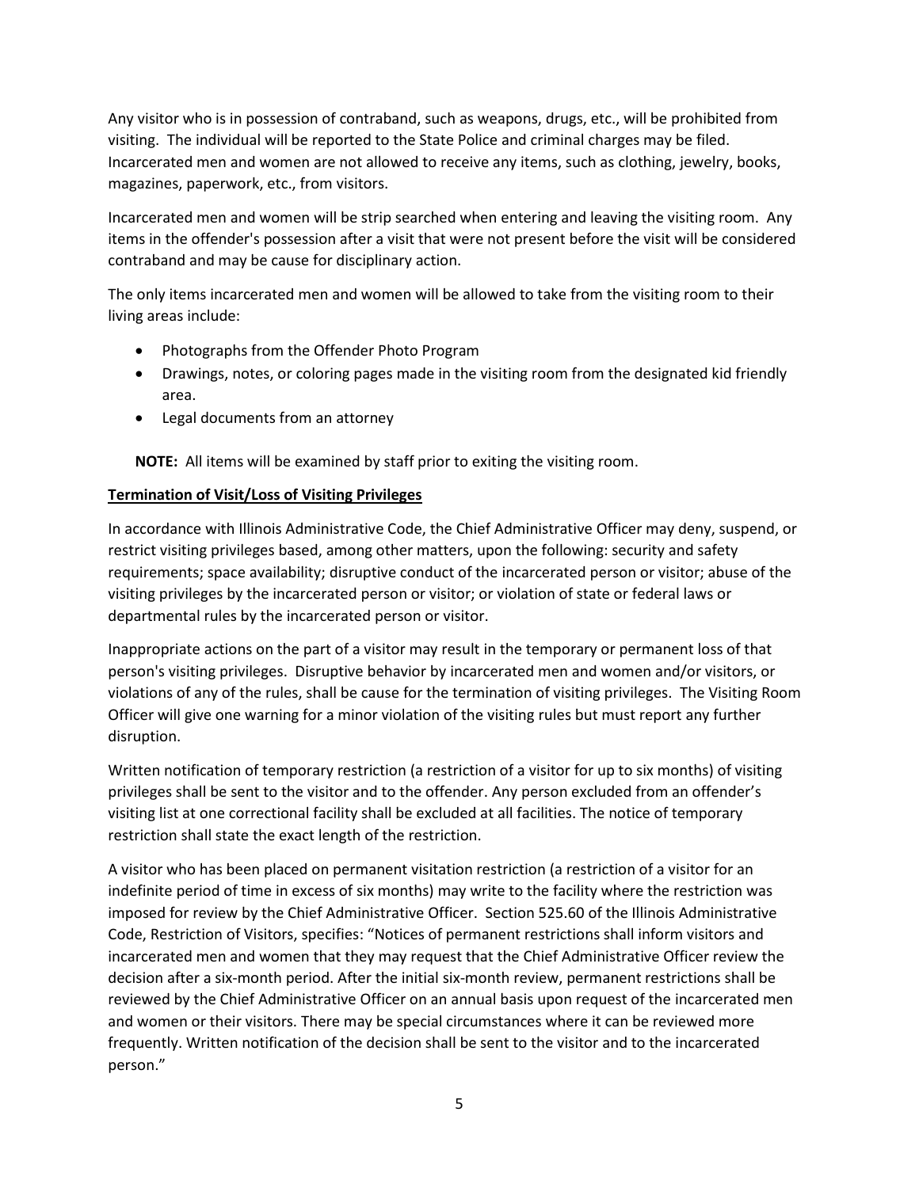Any visitor who is in possession of contraband, such as weapons, drugs, etc., will be prohibited from visiting. The individual will be reported to the State Police and criminal charges may be filed. Incarcerated men and women are not allowed to receive any items, such as clothing, jewelry, books, magazines, paperwork, etc., from visitors.

Incarcerated men and women will be strip searched when entering and leaving the visiting room. Any items in the offender's possession after a visit that were not present before the visit will be considered contraband and may be cause for disciplinary action.

The only items incarcerated men and women will be allowed to take from the visiting room to their living areas include:

- Photographs from the Offender Photo Program
- Drawings, notes, or coloring pages made in the visiting room from the designated kid friendly area.
- Legal documents from an attorney

**NOTE:** All items will be examined by staff prior to exiting the visiting room.

**Termination of Visit/Loss of Visiting Privileges**

In accordance with Illinois Administrative Code, the Chief Administrative Officer may deny, suspend, or restrict visiting privileges based, among other matters, upon the following: security and safety requirements; space availability; disruptive conduct of the incarcerated person or visitor; abuse of the visiting privileges by the incarcerated person or visitor; or violation of state or federal laws or departmental rules by the incarcerated person or visitor.

Inappropriate actions on the part of a visitor may result in the temporary or permanent loss of that person's visiting privileges. Disruptive behavior by incarcerated men and women and/or visitors, or violations of any of the rules, shall be cause for the termination of visiting privileges. The Visiting Room Officer will give one warning for a minor violation of the visiting rules but must report any further disruption.

Written notification of temporary restriction (a restriction of a visitor for up to six months) of visiting privileges shall be sent to the visitor and to the offender. Any person excluded from an offender's visiting list at one correctional facility shall be excluded at all facilities. The notice of temporary restriction shall state the exact length of the restriction.

A visitor who has been placed on permanent visitation restriction (a restriction of a visitor for an indefinite period of time in excess of six months) may write to the facility where the restriction was imposed for review by the Chief Administrative Officer. Section 525.60 of the Illinois Administrative Code, Restriction of Visitors, specifies: "Notices of permanent restrictions shall inform visitors and incarcerated men and women that they may request that the Chief Administrative Officer review the decision after a six-month period. After the initial six-month review, permanent restrictions shall be reviewed by the Chief Administrative Officer on an annual basis upon request of the incarcerated men and women or their visitors. There may be special circumstances where it can be reviewed more frequently. Written notification of the decision shall be sent to the visitor and to the incarcerated person."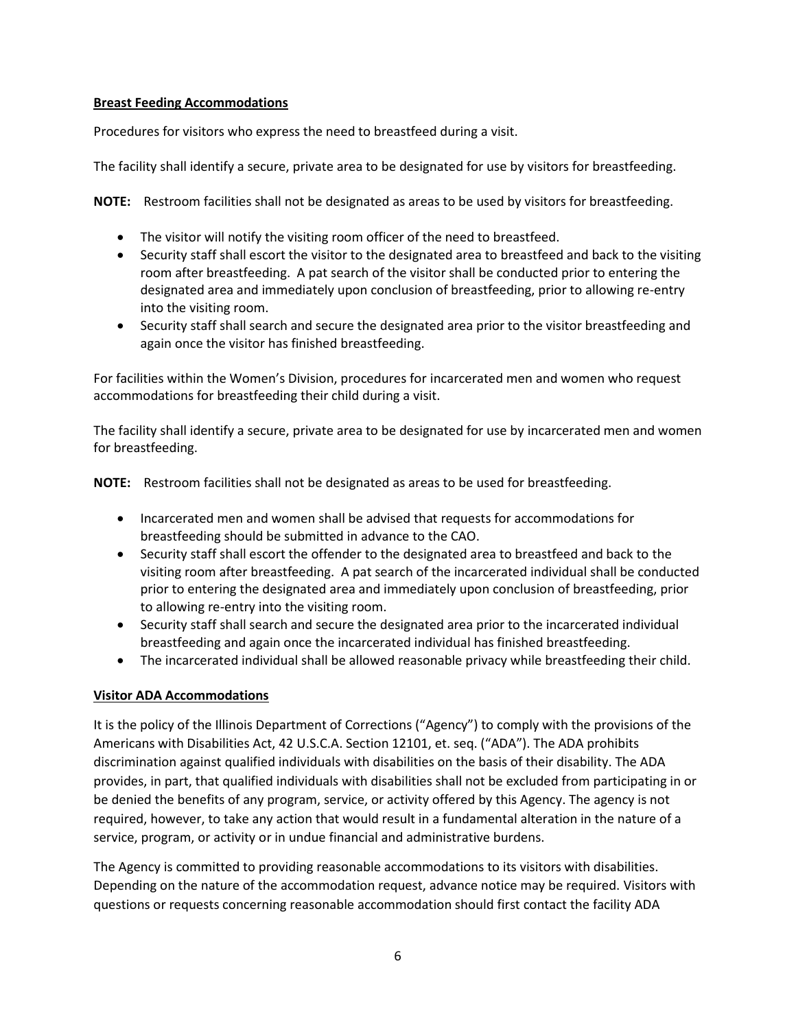**Breast Feeding Accommodations**

Procedures for visitors who express the need to breastfeed during a visit.

The facility shall identify a secure, private area to be designated for use by visitors for breastfeeding.

**NOTE:** Restroom facilities shall not be designated as areas to be used by visitors for breastfeeding.

- The visitor will notify the visiting room officer of the need to breastfeed.
- Security staff shall escort the visitor to the designated area to breastfeed and back to the visiting room after breastfeeding. A pat search of the visitor shall be conducted prior to entering the designated area and immediately upon conclusion of breastfeeding, prior to allowing re-entry into the visiting room.
- Security staff shall search and secure the designated area prior to the visitor breastfeeding and again once the visitor has finished breastfeeding.

For facilities within the Women's Division, procedures for incarcerated men and women who request accommodations for breastfeeding their child during a visit.

The facility shall identify a secure, private area to be designated for use by incarcerated men and women for breastfeeding.

**NOTE:** Restroom facilities shall not be designated as areas to be used for breastfeeding.

- Incarcerated men and women shall be advised that requests for accommodations for breastfeeding should be submitted in advance to the CAO.
- Security staff shall escort the offender to the designated area to breastfeed and back to the visiting room after breastfeeding. A pat search of the incarcerated individual shall be conducted prior to entering the designated area and immediately upon conclusion of breastfeeding, prior to allowing re-entry into the visiting room.
- Security staff shall search and secure the designated area prior to the incarcerated individual breastfeeding and again once the incarcerated individual has finished breastfeeding.
- The incarcerated individual shall be allowed reasonable privacy while breastfeeding their child.

**Visitor ADA Accommodations**

It is the policy of the Illinois Department of Corrections ("Agency") to comply with the provisions of the Americans with Disabilities Act, 42 U.S.C.A. Section 12101, et. seq. ("ADA"). The ADA prohibits discrimination against qualified individuals with disabilities on the basis of their disability. The ADA provides, in part, that qualified individuals with disabilities shall not be excluded from participating in or be denied the benefits of any program, service, or activity offered by this Agency. The agency is not required, however, to take any action that would result in a fundamental alteration in the nature of a service, program, or activity or in undue financial and administrative burdens.

The Agency is committed to providing reasonable accommodations to its visitors with disabilities. Depending on the nature of the accommodation request, advance notice may be required. Visitors with questions or requests concerning reasonable accommodation should first contact the facility ADA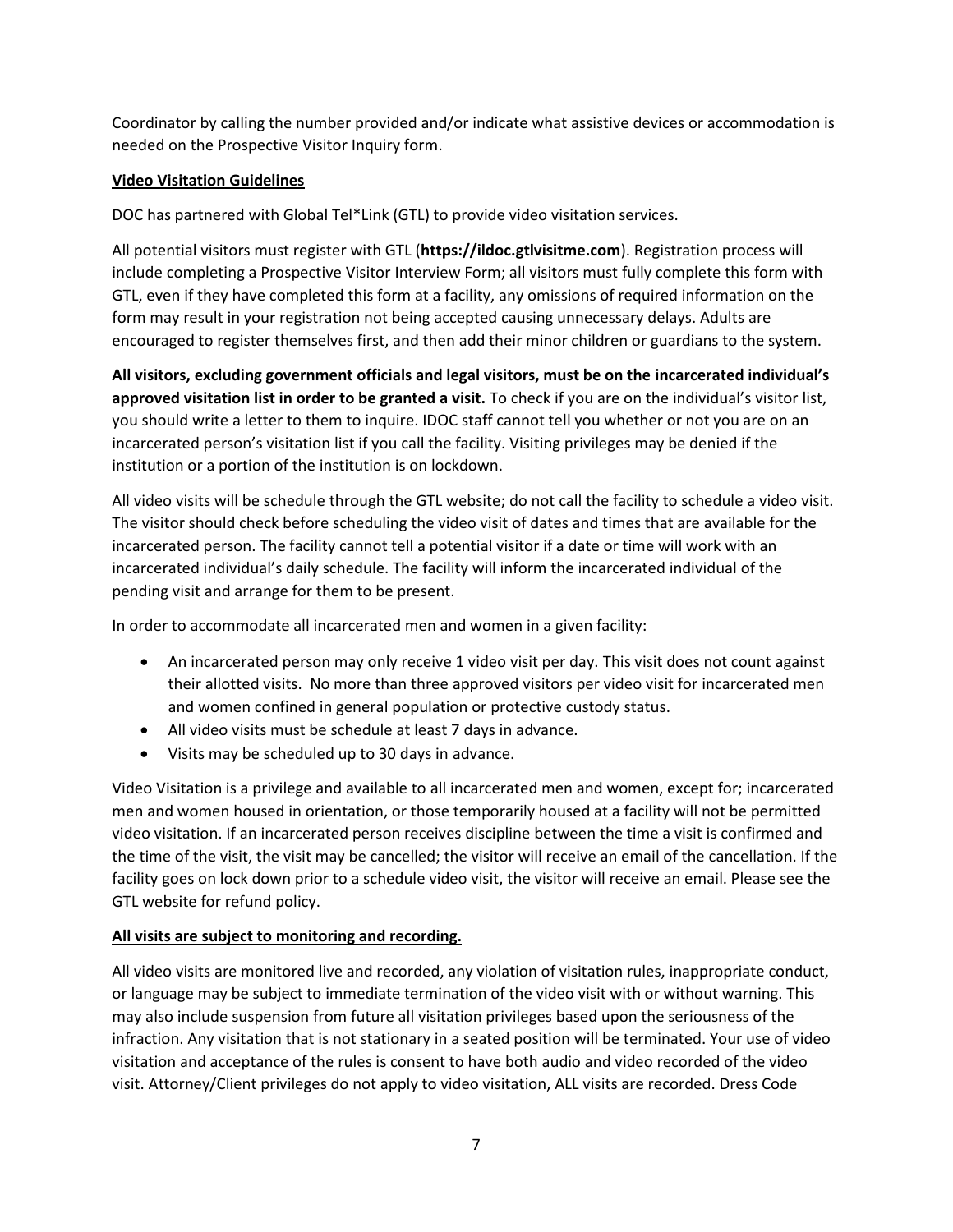Coordinator by calling the number provided and/or indicate what assistive devices or accommodation is needed on the Prospective Visitor Inquiry form.

**Video Visitation Guidelines**

DOC has partnered with Global Tel*Link (GTL) to provide video visitation services.

All potential visitors must register with GTL (**https://ildoc.gtlvisitme.com**). Registration process will include completing a Prospective Visitor Interview Form; all visitors must fully complete this form with GTL, even if they have completed this form at a facility, any omissions of required information on the form may result in your registration not being accepted causing unnecessary delays. Adults are encouraged to register themselves first, and then add their minor children or guardians to the system.

**All visitors, excluding government officials and legal visitors, must be on the incarcerated individual's approved visitation list in order to be granted a visit.** To check if you are on the individual's visitor list, you should write a letter to them to inquire. IDOC staff cannot tell you whether or not you are on an incarcerated person's visitation list if you call the facility. Visiting privileges may be denied if the institution or a portion of the institution is on lockdown.

All video visits will be schedule through the GTL website; do not call the facility to schedule a video visit. The visitor should check before scheduling the video visit of dates and times that are available for the incarcerated person. The facility cannot tell a potential visitor if a date or time will work with an incarcerated individual's daily schedule. The facility will inform the incarcerated individual of the pending visit and arrange for them to be present.

In order to accommodate all incarcerated men and women in a given facility:

- An incarcerated person may only receive 1 video visit per day. This visit does not count against their allotted visits. No more than three approved visitors per video visit for incarcerated men and women confined in general population or protective custody status.
- All video visits must be schedule at least 7 days in advance.
- Visits may be scheduled up to 30 days in advance.

Video Visitation is a privilege and available to all incarcerated men and women, except for; incarcerated men and women housed in orientation, or those temporarily housed at a facility will not be permitted video visitation. If an incarcerated person receives discipline between the time a visit is confirmed and the time of the visit, the visit may be cancelled; the visitor will receive an email of the cancellation. If the facility goes on lock down prior to a schedule video visit, the visitor will receive an email. Please see the GTL website for refund policy.

**All visits are subject to monitoring and recording.**

All video visits are monitored live and recorded, any violation of visitation rules, inappropriate conduct, or language may be subject to immediate termination of the video visit with or without warning. This may also include suspension from future all visitation privileges based upon the seriousness of the infraction. Any visitation that is not stationary in a seated position will be terminated. Your use of video visitation and acceptance of the rules is consent to have both audio and video recorded of the video visit. Attorney/Client privileges do not apply to video visitation, ALL visits are recorded. Dress Code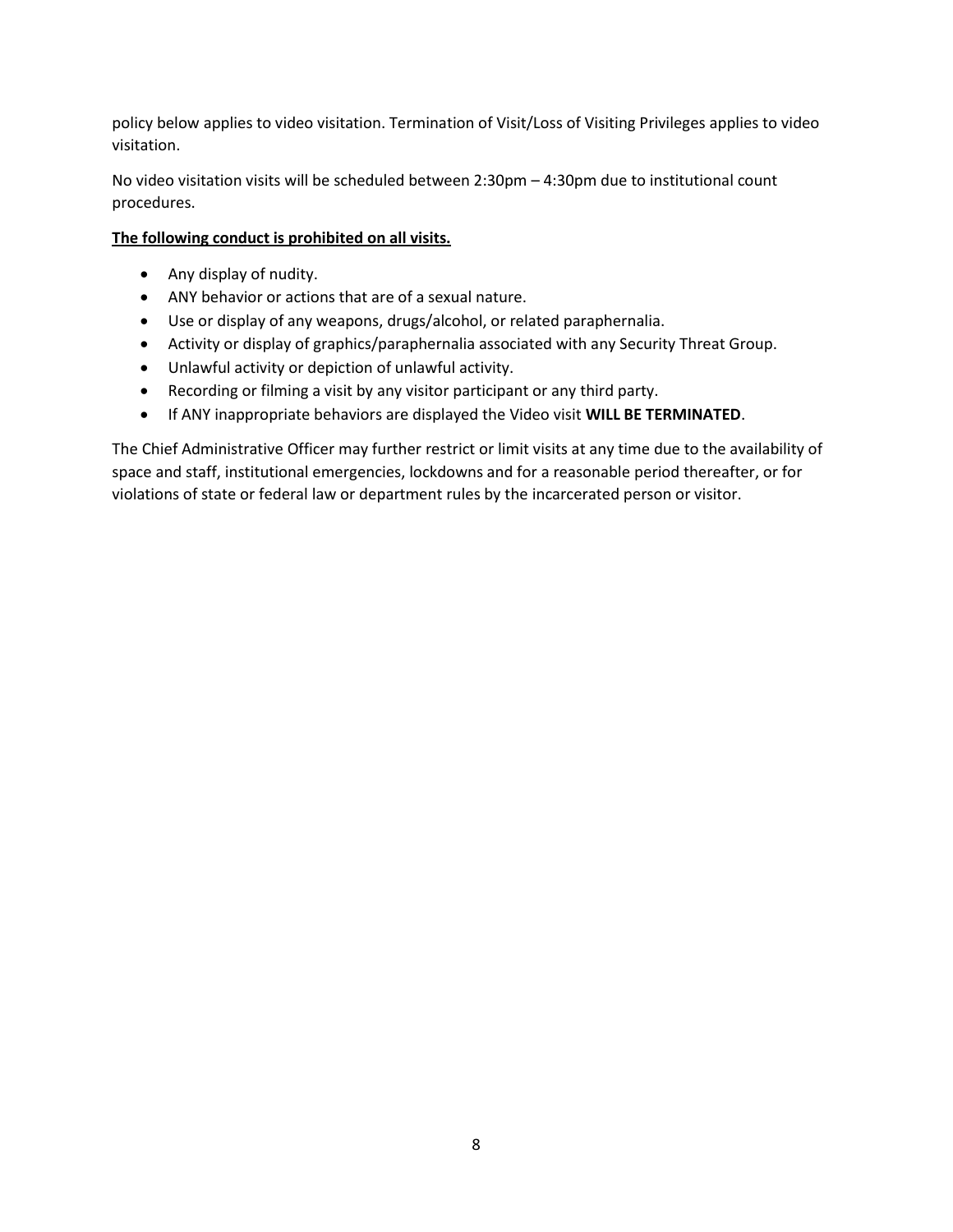policy below applies to video visitation. Termination of Visit/Loss of Visiting Privileges applies to video visitation.

No video visitation visits will be scheduled between 2:30pm – 4:30pm due to institutional count procedures.

**The following conduct is prohibited on all visits.**

- Any display of nudity.
- ANY behavior or actions that are of a sexual nature.
- Use or display of any weapons, drugs/alcohol, or related paraphernalia.
- Activity or display of graphics/paraphernalia associated with any Security Threat Group.
- Unlawful activity or depiction of unlawful activity.
- Recording or filming a visit by any visitor participant or any third party.
- If ANY inappropriate behaviors are displayed the Video visit **WILL BE TERMINATED**.

The Chief Administrative Officer may further restrict or limit visits at any time due to the availability of space and staff, institutional emergencies, lockdowns and for a reasonable period thereafter, or for violations of state or federal law or department rules by the incarcerated person or visitor.